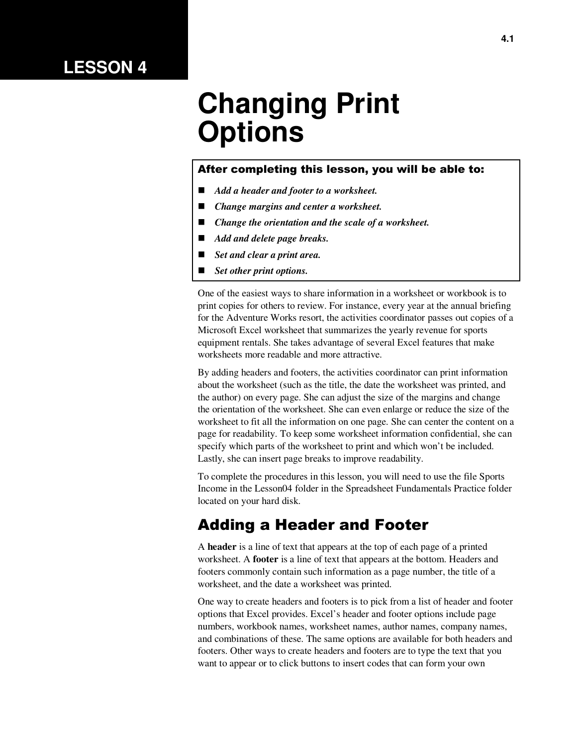# LESSON 4

# Changing Print Options

**After completing this lesson, you will be able to:**

- ***Add a header and footer to a worksheet.***
- ***Change margins and center a worksheet.***
- ***Change the orientation and the scale of a worksheet.***
- ***Add and delete page breaks.***
- ***Set and clear a print area.***
- ***Set other print options.***

One of the easiest ways to share information in a worksheet or workbook is to print copies for others to review. For instance, every year at the annual briefing for the Adventure Works resort, the activities coordinator passes out copies of a Microsoft Excel worksheet that summarizes the yearly revenue for sports equipment rentals. She takes advantage of several Excel features that make worksheets more readable and more attractive.

By adding headers and footers, the activities coordinator can print information about the worksheet (such as the title, the date the worksheet was printed, and the author) on every page. She can adjust the size of the margins and change the orientation of the worksheet. She can even enlarge or reduce the size of the worksheet to fit all the information on one page. She can center the content on a page for readability. To keep some worksheet information confidential, she can specify which parts of the worksheet to print and which won't be included. Lastly, she can insert page breaks to improve readability.

To complete the procedures in this lesson, you will need to use the file Sports Income in the Lesson04 folder in the Spreadsheet Fundamentals Practice folder located on your hard disk.

## Adding a Header and Footer

A **header** is a line of text that appears at the top of each page of a printed worksheet. A **footer** is a line of text that appears at the bottom. Headers and footers commonly contain such information as a page number, the title of a worksheet, and the date a worksheet was printed.

One way to create headers and footers is to pick from a list of header and footer options that Excel provides. Excel's header and footer options include page numbers, workbook names, worksheet names, author names, company names, and combinations of these. The same options are available for both headers and footers. Other ways to create headers and footers are to type the text that you want to appear or to click buttons to insert codes that can form your own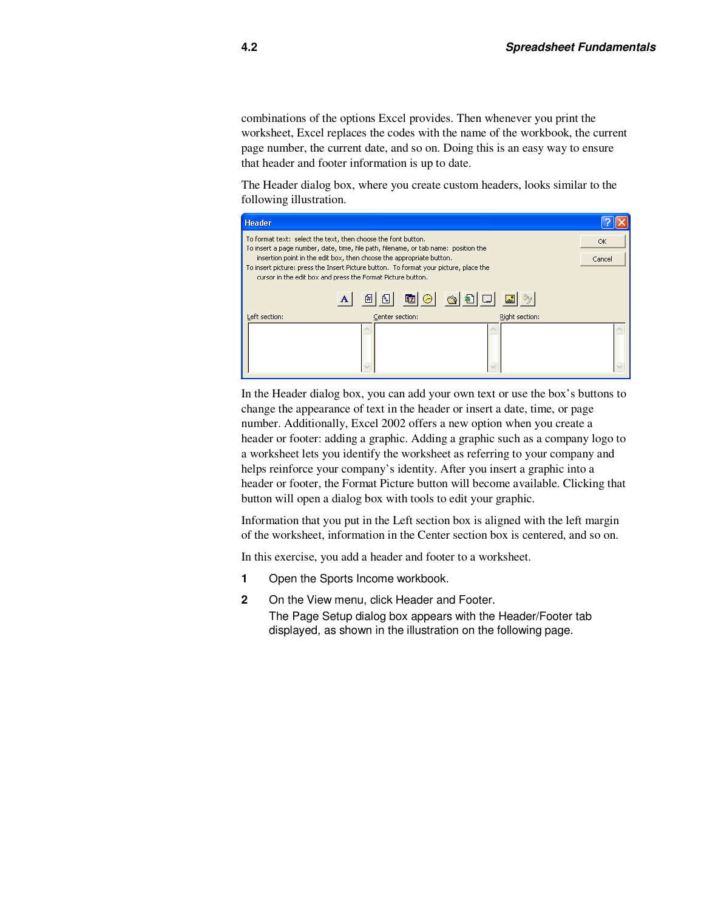combinations of the options Excel provides. Then whenever you print the worksheet, Excel replaces the codes with the name of the workbook, the current page number, the current date, and so on. Doing this is an easy way to ensure that header and footer information is up to date.

The Header dialog box, where you create custom headers, looks similar to the following illustration.

In the Header dialog box, you can add your own text or use the box's buttons to change the appearance of text in the header or insert a date, time, or page number. Additionally, Excel 2002 offers a new option when you create a header or footer: adding a graphic. Adding a graphic such as a company logo to a worksheet lets you identify the worksheet as referring to your company and helps reinforce your company's identity. After you insert a graphic into a header or footer, the Format Picture button will become available. Clicking that button will open a dialog box with tools to edit your graphic.

Information that you put in the Left section box is aligned with the left margin of the worksheet, information in the Center section box is centered, and so on.

In this exercise, you add a header and footer to a worksheet.

1. Open the Sports Income workbook.
2. On the View menu, click Header and Footer.
   The Page Setup dialog box appears with the Header/Footer tab displayed, as shown in the illustration on the following page.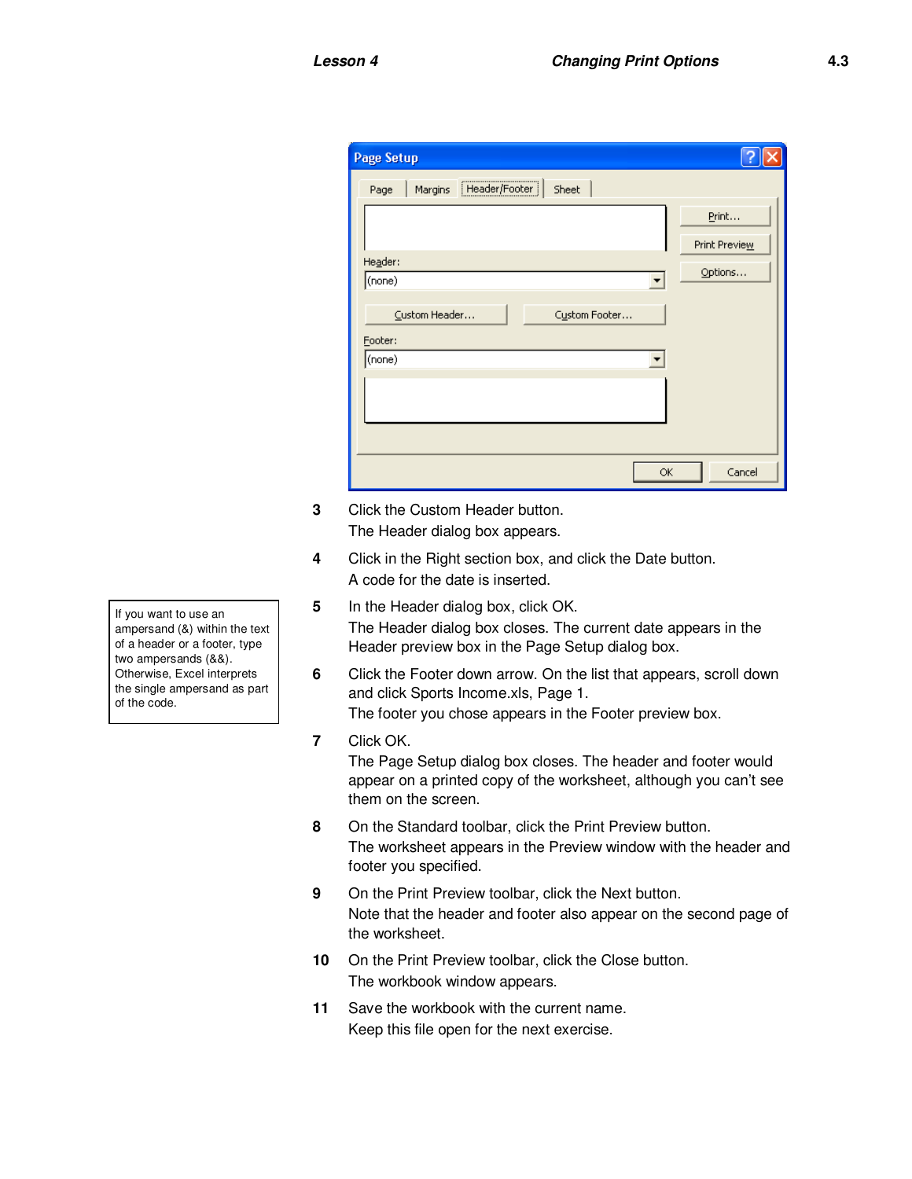3 Click the Custom Header button.
The Header dialog box appears.

4 Click in the Right section box, and click the Date button.
A code for the date is inserted.

> If you want to use an ampersand (&) within the text of a header or a footer, type two ampersands (&&). Otherwise, Excel interprets the single ampersand as part of the code.

5 In the Header dialog box, click OK.
The Header dialog box closes. The current date appears in the Header preview box in the Page Setup dialog box.

6 Click the Footer down arrow. On the list that appears, scroll down and click Sports Income.xls, Page 1.
The footer you chose appears in the Footer preview box.

7 Click OK.
The Page Setup dialog box closes. The header and footer would appear on a printed copy of the worksheet, although you can't see them on the screen.

8 On the Standard toolbar, click the Print Preview button.
The worksheet appears in the Preview window with the header and footer you specified.

9 On the Print Preview toolbar, click the Next button.
Note that the header and footer also appear on the second page of the worksheet.

10 On the Print Preview toolbar, click the Close button.
The workbook window appears.

11 Save the workbook with the current name.
Keep this file open for the next exercise.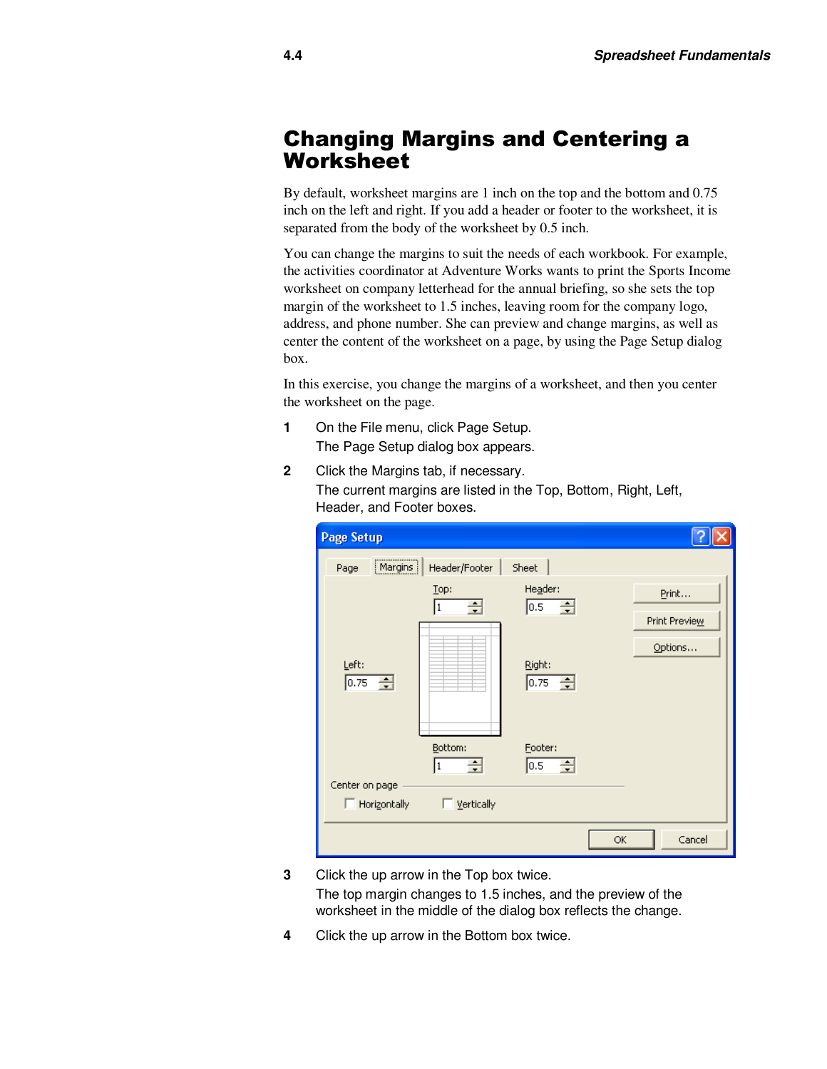# Changing Margins and Centering a Worksheet

By default, worksheet margins are 1 inch on the top and the bottom and 0.75 inch on the left and right. If you add a header or footer to the worksheet, it is separated from the body of the worksheet by 0.5 inch.

You can change the margins to suit the needs of each workbook. For example, the activities coordinator at Adventure Works wants to print the Sports Income worksheet on company letterhead for the annual briefing, so she sets the top margin of the worksheet to 1.5 inches, leaving room for the company logo, address, and phone number. She can preview and change margins, as well as center the content of the worksheet on a page, by using the Page Setup dialog box.

In this exercise, you change the margins of a worksheet, and then you center the worksheet on the page.

1. On the File menu, click Page Setup.
   The Page Setup dialog box appears.
2. Click the Margins tab, if necessary.
   The current margins are listed in the Top, Bottom, Right, Left, Header, and Footer boxes.
3. Click the up arrow in the Top box twice.
   The top margin changes to 1.5 inches, and the preview of the worksheet in the middle of the dialog box reflects the change.
4. Click the up arrow in the Bottom box twice.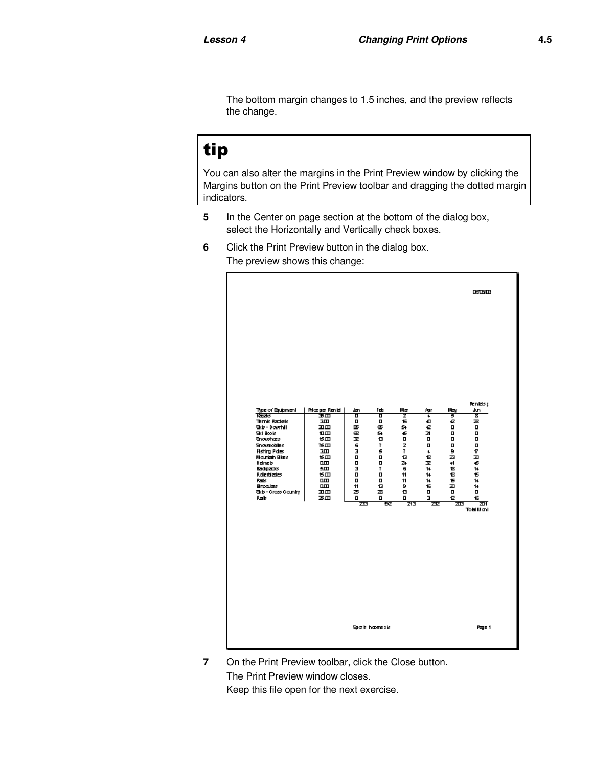The bottom margin changes to 1.5 inches, and the preview reflects the change.

> **tip**
>
> You can also alter the margins in the Print Preview window by clicking the Margins button on the Print Preview toolbar and dragging the dotted margin indicators.

**5** In the Center on page section at the bottom of the dialog box, select the Horizontally and Vertically check boxes.

**6** Click the Print Preview button in the dialog box.

The preview shows this change:

06/05/03

Rentals p

| Type of Equipment | Price per Rental | Jan | Feb | Mar | Apr | May | Jun |
|---|---|---|---|---|---|---|---|
| Kayaks | 35.00 | 0 | 0 | 2 | 4 | 5 | 8 |
| Tennis Rackets | 3.00 | 0 | 0 | 15 | 40 | 42 | 23 |
| Skis - Downhill | 20.00 | 85 | 65 | 54 | 42 | 0 | 0 |
| Ski Boots | 10.00 | 68 | 54 | 45 | 31 | 0 | 0 |
| Snowshoes | 15.00 | 32 | 13 | 0 | 0 | 0 | 0 |
| Snowmobiles | 75.00 | 6 | 7 | 2 | 0 | 0 | 0 |
| Fishing Poles | 3.00 | 3 | 5 | 7 | 4 | 9 | 17 |
| Mountain Bikes | 15.00 | 0 | 0 | 13 | 18 | 23 | 30 |
| Helmets | 0.00 | 0 | 0 | 24 | 32 | 41 | 45 |
| Backpacks | 5.00 | 3 | 7 | 6 | 14 | 18 | 14 |
| Rollerblades | 15.00 | 0 | 0 | 11 | 14 | 18 | 15 |
| Pads | 0.00 | 0 | 0 | 11 | 14 | 15 | 14 |
| Binoculars | 0.00 | 11 | 13 | 9 | 16 | 20 | 14 |
| Skis - Cross Country | 20.00 | 25 | 23 | 13 | 0 | 0 | 0 |
| Rafts | 25.00 | 0 | 0 | 0 | 3 | 12 | 16 |
| | | 233 | 192 | 213 | 232 | 203 | 231 |

Total Monthly

Sports Income.xls — Page 1

**7** On the Print Preview toolbar, click the Close button.

The Print Preview window closes.

Keep this file open for the next exercise.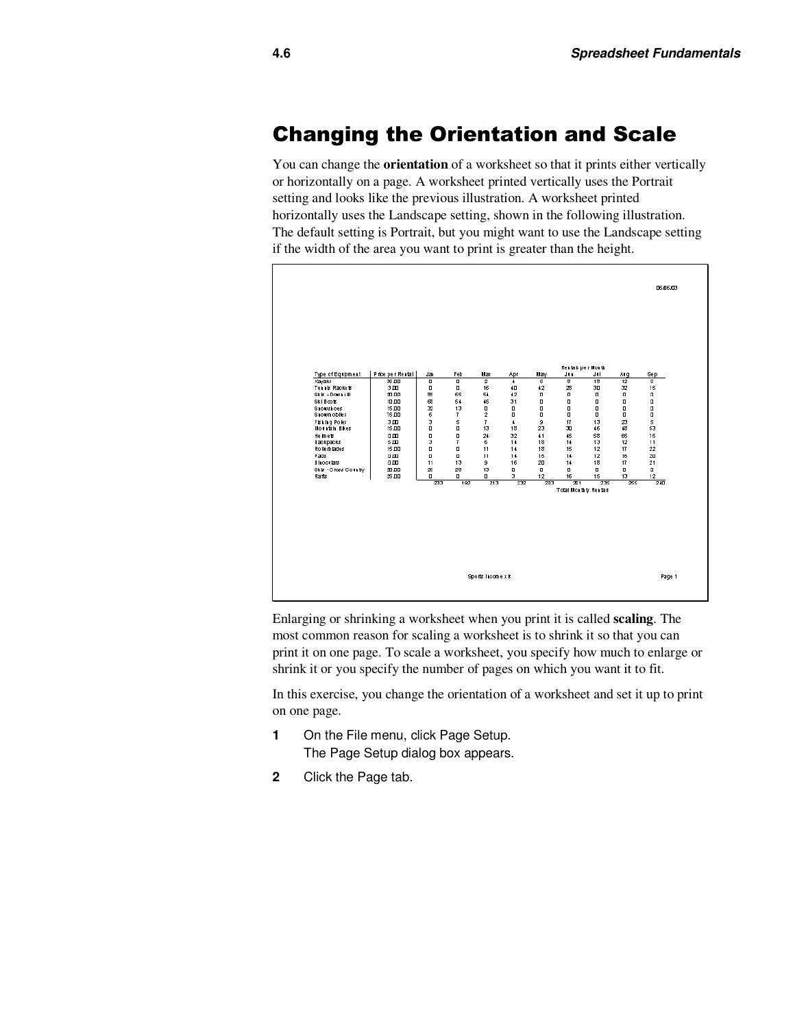# Changing the Orientation and Scale

You can change the **orientation** of a worksheet so that it prints either vertically or horizontally on a page. A worksheet printed vertically uses the Portrait setting and looks like the previous illustration. A worksheet printed horizontally uses the Landscape setting, shown in the following illustration. The default setting is Portrait, but you might want to use the Landscape setting if the width of the area you want to print is greater than the height.

06/06/03

| Type of Equipment | Price per Rental | Jan | Feb | Mar | Apr | May | Rentals per Month Jun | Jul | Aug | Sep |
|---|---|---|---|---|---|---|---|---|---|---|
| Kayaks | 35.00 | 0 | 0 | 2 | 4 | 6 | 8 | 18 | 12 | 6 |
| Tennis Rackets | 3.00 | 0 | 0 | 16 | 40 | 42 | 28 | 30 | 32 | 15 |
| Skis - Downhill | 20.00 | 88 | 65 | 54 | 42 | 0 | 0 | 0 | 0 | 0 |
| Ski Boots | 10.00 | 68 | 54 | 45 | 31 | 0 | 0 | 0 | 0 | 0 |
| Snowshoes | 15.00 | 32 | 13 | 0 | 0 | 0 | 0 | 0 | 0 | 0 |
| Snowmobiles | 15.00 | 6 | 7 | 2 | 0 | 0 | 0 | 0 | 0 | 0 |
| Fishing Poles | 3.00 | 3 | 5 | 7 | 4 | 9 | 17 | 13 | 23 | 5 |
| Mountain Bikes | 15.00 | 0 | 0 | 13 | 18 | 23 | 30 | 46 | 48 | 53 |
| Helmets | 0.00 | 0 | 0 | 24 | 32 | 41 | 45 | 58 | 65 | 15 |
| Backpacks | 5.00 | 3 | 7 | 6 | 14 | 18 | 14 | 13 | 12 | 11 |
| Rollerblades | 15.00 | 0 | 0 | 11 | 14 | 18 | 15 | 12 | 17 | 22 |
| Pads | 0.00 | 0 | 0 | 11 | 14 | 15 | 14 | 12 | 16 | 20 |
| Binoculars | 0.00 | 11 | 13 | 9 | 16 | 20 | 14 | 18 | 17 | 21 |
| Skis - Cross Country | 20.00 | 26 | 28 | 13 | 0 | 0 | 0 | 0 | 0 | 0 |
| Rafts | 25.00 | 0 | 0 | 0 | 3 | 12 | 16 | 15 | 13 | 12 |
| | | 233 | 192 | 213 | 232 | 203 | 261 | 235 | 255 | 240 |
| | | | | | | | Total Monthly Rentals | | | |

Sports Income.xls

Page 1

Enlarging or shrinking a worksheet when you print it is called **scaling**. The most common reason for scaling a worksheet is to shrink it so that you can print it on one page. To scale a worksheet, you specify how much to enlarge or shrink it or you specify the number of pages on which you want it to fit.

In this exercise, you change the orientation of a worksheet and set it up to print on one page.

**1** On the File menu, click Page Setup.
The Page Setup dialog box appears.

**2** Click the Page tab.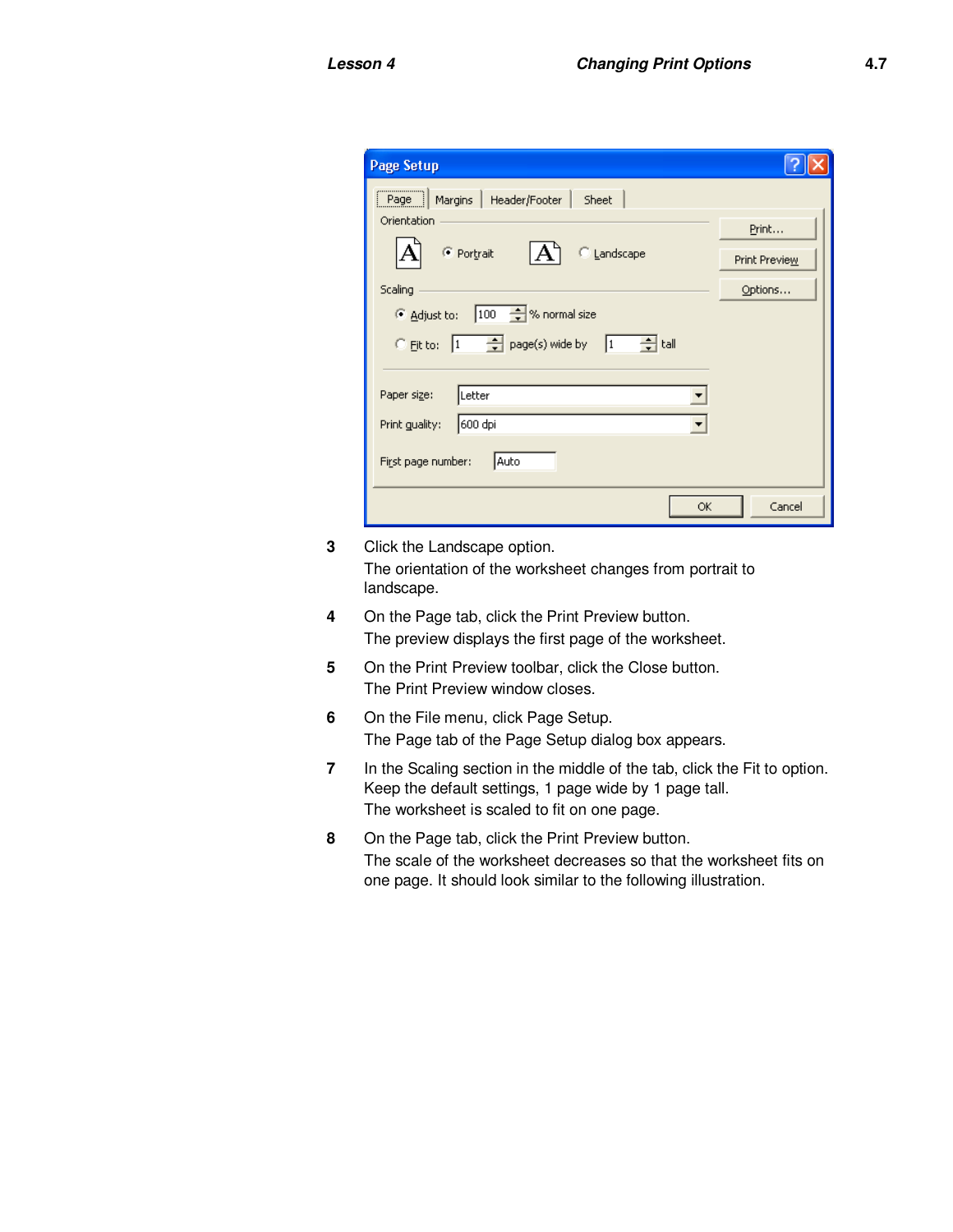3. Click the Landscape option.

   The orientation of the worksheet changes from portrait to landscape.

4. On the Page tab, click the Print Preview button.

   The preview displays the first page of the worksheet.

5. On the Print Preview toolbar, click the Close button.

   The Print Preview window closes.

6. On the File menu, click Page Setup.

   The Page tab of the Page Setup dialog box appears.

7. In the Scaling section in the middle of the tab, click the Fit to option. Keep the default settings, 1 page wide by 1 page tall.

   The worksheet is scaled to fit on one page.

8. On the Page tab, click the Print Preview button.

   The scale of the worksheet decreases so that the worksheet fits on one page. It should look similar to the following illustration.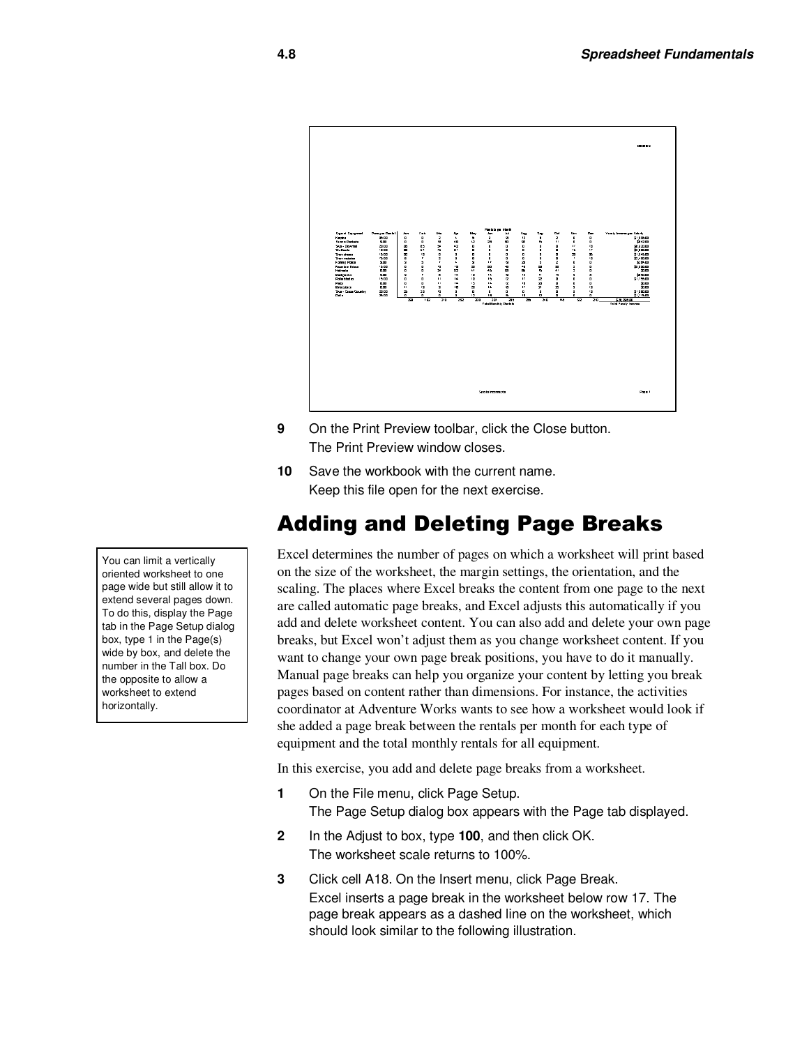9 On the Print Preview toolbar, click the Close button.
The Print Preview window closes.

10 Save the workbook with the current name.
Keep this file open for the next exercise.

## Adding and Deleting Page Breaks

> You can limit a vertically oriented worksheet to one page wide but still allow it to extend several pages down. To do this, display the Page tab in the Page Setup dialog box, type 1 in the Page(s) wide by box, and delete the number in the Tall box. Do the opposite to allow a worksheet to extend horizontally.

Excel determines the number of pages on which a worksheet will print based on the size of the worksheet, the margin settings, the orientation, and the scaling. The places where Excel breaks the content from one page to the next are called automatic page breaks, and Excel adjusts this automatically if you add and delete worksheet content. You can also add and delete your own page breaks, but Excel won't adjust them as you change worksheet content. If you want to change your own page break positions, you have to do it manually. Manual page breaks can help you organize your content by letting you break pages based on content rather than dimensions. For instance, the activities coordinator at Adventure Works wants to see how a worksheet would look if she added a page break between the rentals per month for each type of equipment and the total monthly rentals for all equipment.

In this exercise, you add and delete page breaks from a worksheet.

1 On the File menu, click Page Setup.
The Page Setup dialog box appears with the Page tab displayed.

2 In the Adjust to box, type **100**, and then click OK.
The worksheet scale returns to 100%.

3 Click cell A18. On the Insert menu, click Page Break.
Excel inserts a page break in the worksheet below row 17. The page break appears as a dashed line on the worksheet, which should look similar to the following illustration.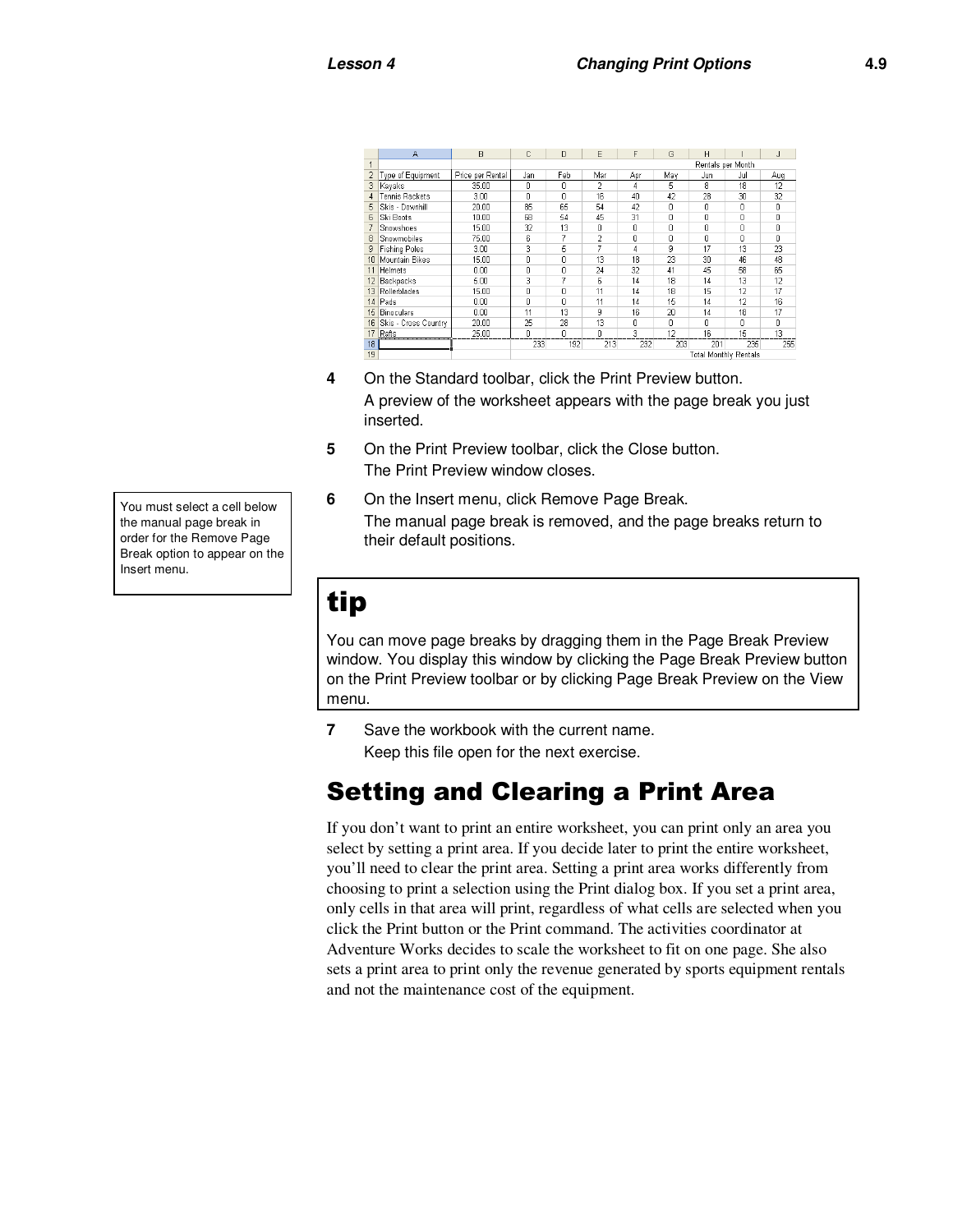|  | A | B | C | D | E | F | G | H | I | J |
|---|---|---|---|---|---|---|---|---|---|---|
| 1 |  |  |  |  |  |  |  | Rentals per Month |  |  |
| 2 | Type of Equipment | Price per Rental | Jan | Feb | Mar | Apr | May | Jun | Jul | Aug |
| 3 | Kayaks | 35.00 | 0 | 0 | 2 | 4 | 5 | 8 | 18 | 12 |
| 4 | Tennis Rackets | 3.00 | 0 | 0 | 16 | 40 | 42 | 28 | 30 | 32 |
| 5 | Skis - Downhill | 20.00 | 85 | 65 | 54 | 42 | 0 | 0 | 0 | 0 |
| 6 | Ski Boots | 10.00 | 68 | 54 | 45 | 31 | 0 | 0 | 0 | 0 |
| 7 | Snowshoes | 15.00 | 32 | 13 | 0 | 0 | 0 | 0 | 0 | 0 |
| 8 | Snowmobiles | 75.00 | 6 | 7 | 2 | 0 | 0 | 0 | 0 | 0 |
| 9 | Fishing Poles | 3.00 | 3 | 5 | 7 | 4 | 9 | 17 | 13 | 23 |
| 10 | Mountain Bikes | 15.00 | 0 | 0 | 13 | 18 | 23 | 30 | 46 | 48 |
| 11 | Helmets | 0.00 | 0 | 0 | 24 | 32 | 41 | 45 | 58 | 65 |
| 12 | Backpacks | 5.00 | 3 | 7 | 6 | 14 | 18 | 14 | 13 | 12 |
| 13 | Rollerblades | 15.00 | 0 | 0 | 11 | 14 | 18 | 15 | 12 | 17 |
| 14 | Pads | 0.00 | 0 | 0 | 11 | 14 | 15 | 14 | 12 | 16 |
| 15 | Binoculars | 0.00 | 11 | 13 | 9 | 16 | 20 | 14 | 18 | 17 |
| 16 | Skis - Cross Country | 20.00 | 25 | 28 | 13 | 0 | 0 | 0 | 0 | 0 |
| 17 | Rafts | 25.00 | 0 | 0 | 0 | 3 | 12 | 16 | 15 | 13 |
| 18 |  |  | 233 | 192 | 213 | 232 | 203 | 201 | 235 | 255 |
| 19 |  |  |  |  |  |  |  | Total Monthly Rentals |  |  |

4. On the Standard toolbar, click the Print Preview button.
   A preview of the worksheet appears with the page break you just inserted.

5. On the Print Preview toolbar, click the Close button.
   The Print Preview window closes.

6. On the Insert menu, click Remove Page Break.
   The manual page break is removed, and the page breaks return to their default positions.

> You must select a cell below the manual page break in order for the Remove Page Break option to appear on the Insert menu.

## tip

You can move page breaks by dragging them in the Page Break Preview window. You display this window by clicking the Page Break Preview button on the Print Preview toolbar or by clicking Page Break Preview on the View menu.

7. Save the workbook with the current name.
   Keep this file open for the next exercise.

# Setting and Clearing a Print Area

If you don't want to print an entire worksheet, you can print only an area you select by setting a print area. If you decide later to print the entire worksheet, you'll need to clear the print area. Setting a print area works differently from choosing to print a selection using the Print dialog box. If you set a print area, only cells in that area will print, regardless of what cells are selected when you click the Print button or the Print command. The activities coordinator at Adventure Works decides to scale the worksheet to fit on one page. She also sets a print area to print only the revenue generated by sports equipment rentals and not the maintenance cost of the equipment.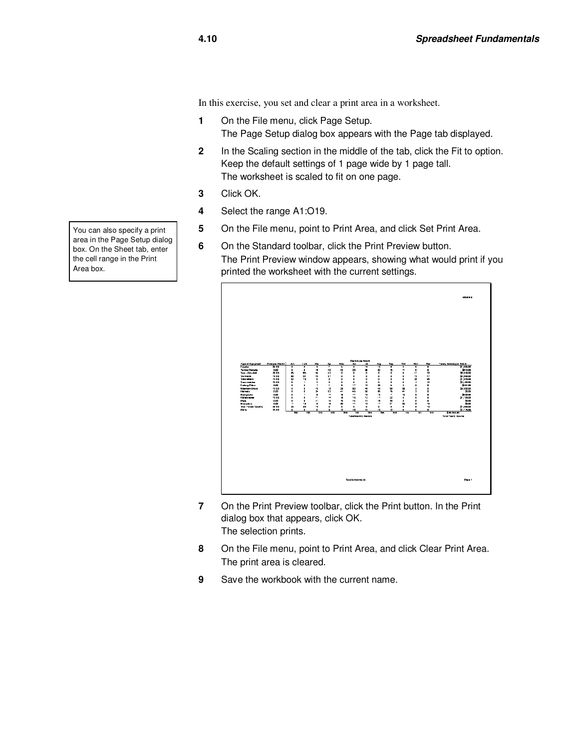In this exercise, you set and clear a print area in a worksheet.

1. On the File menu, click Page Setup.
   The Page Setup dialog box appears with the Page tab displayed.
2. In the Scaling section in the middle of the tab, click the Fit to option. Keep the default settings of 1 page wide by 1 page tall.
   The worksheet is scaled to fit on one page.
3. Click OK.
4. Select the range A1:O19.
5. On the File menu, point to Print Area, and click Set Print Area.

> You can also specify a print area in the Page Setup dialog box. On the Sheet tab, enter the cell range in the Print Area box.

6. On the Standard toolbar, click the Print Preview button.
   The Print Preview window appears, showing what would print if you printed the worksheet with the current settings.
7. On the Print Preview toolbar, click the Print button. In the Print dialog box that appears, click OK.
   The selection prints.
8. On the File menu, point to Print Area, and click Clear Print Area.
   The print area is cleared.
9. Save the workbook with the current name.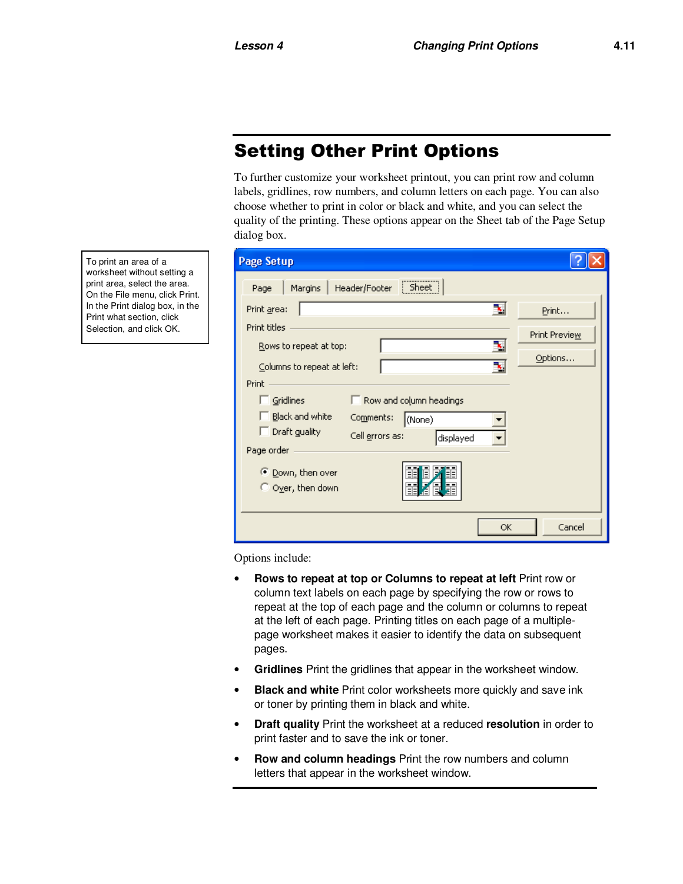## Setting Other Print Options

To further customize your worksheet printout, you can print row and column labels, gridlines, row numbers, and column letters on each page. You can also choose whether to print in color or black and white, and you can select the quality of the printing. These options appear on the Sheet tab of the Page Setup dialog box.

To print an area of a worksheet without setting a print area, select the area. On the File menu, click Print. In the Print dialog box, in the Print what section, click Selection, and click OK.

Options include:

- **Rows to repeat at top or Columns to repeat at left** Print row or column text labels on each page by specifying the row or rows to repeat at the top of each page and the column or columns to repeat at the left of each page. Printing titles on each page of a multiple-page worksheet makes it easier to identify the data on subsequent pages.
- **Gridlines** Print the gridlines that appear in the worksheet window.
- **Black and white** Print color worksheets more quickly and save ink or toner by printing them in black and white.
- **Draft quality** Print the worksheet at a reduced **resolution** in order to print faster and to save the ink or toner.
- **Row and column headings** Print the row numbers and column letters that appear in the worksheet window.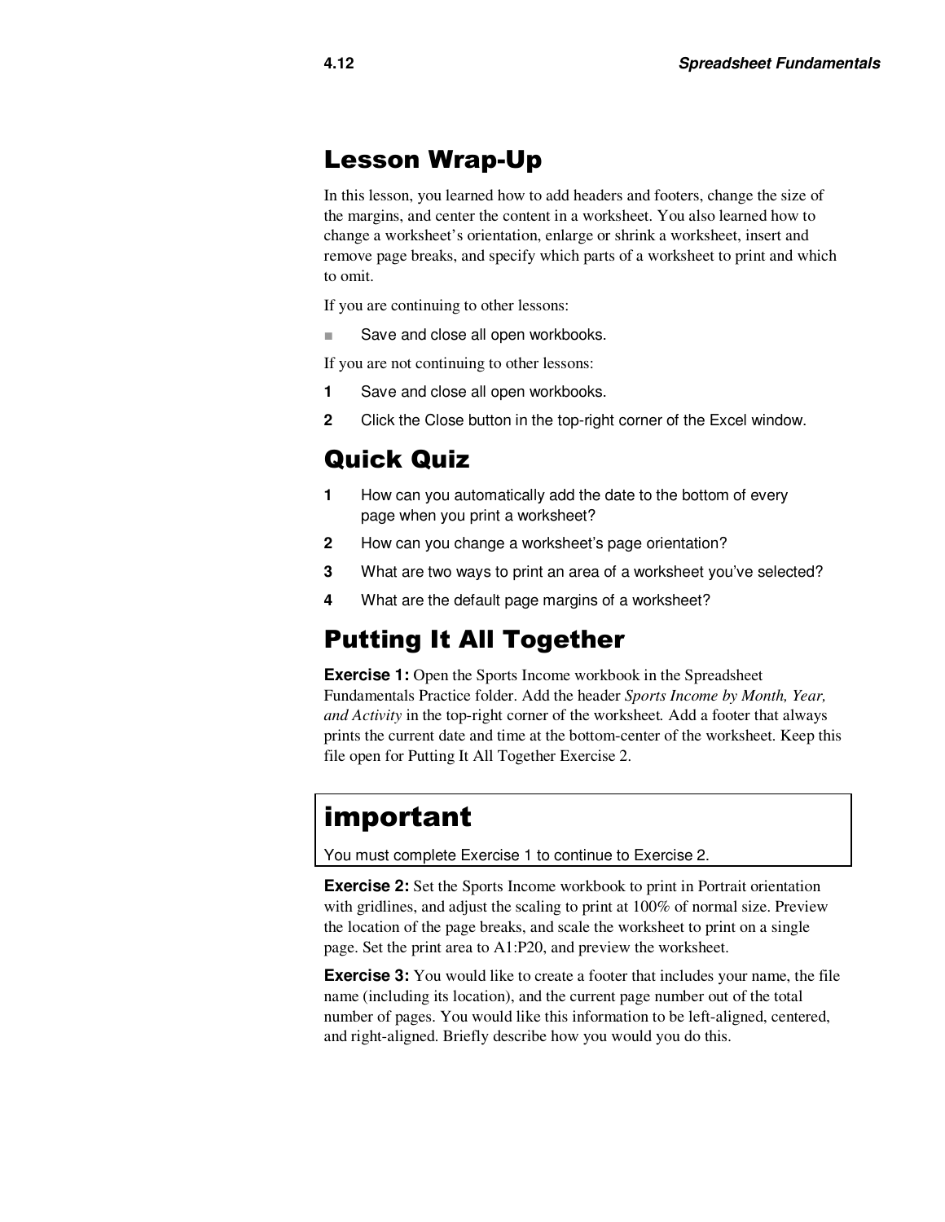## Lesson Wrap-Up

In this lesson, you learned how to add headers and footers, change the size of the margins, and center the content in a worksheet. You also learned how to change a worksheet's orientation, enlarge or shrink a worksheet, insert and remove page breaks, and specify which parts of a worksheet to print and which to omit.

If you are continuing to other lessons:

- Save and close all open workbooks.

If you are not continuing to other lessons:

1. Save and close all open workbooks.
2. Click the Close button in the top-right corner of the Excel window.

## Quick Quiz

1. How can you automatically add the date to the bottom of every page when you print a worksheet?
2. How can you change a worksheet's page orientation?
3. What are two ways to print an area of a worksheet you've selected?
4. What are the default page margins of a worksheet?

## Putting It All Together

**Exercise 1:** Open the Sports Income workbook in the Spreadsheet Fundamentals Practice folder. Add the header *Sports Income by Month, Year, and Activity* in the top-right corner of the worksheet. Add a footer that always prints the current date and time at the bottom-center of the worksheet. Keep this file open for Putting It All Together Exercise 2.

> **important**
>
> You must complete Exercise 1 to continue to Exercise 2.

**Exercise 2:** Set the Sports Income workbook to print in Portrait orientation with gridlines, and adjust the scaling to print at 100% of normal size. Preview the location of the page breaks, and scale the worksheet to print on a single page. Set the print area to A1:P20, and preview the worksheet.

**Exercise 3:** You would like to create a footer that includes your name, the file name (including its location), and the current page number out of the total number of pages. You would like this information to be left-aligned, centered, and right-aligned. Briefly describe how you would you do this.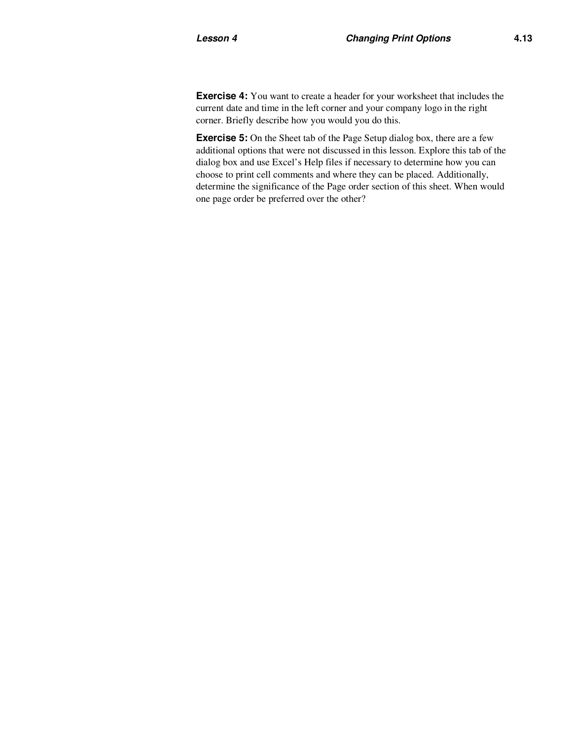**Exercise 4:** You want to create a header for your worksheet that includes the current date and time in the left corner and your company logo in the right corner. Briefly describe how you would you do this.

**Exercise 5:** On the Sheet tab of the Page Setup dialog box, there are a few additional options that were not discussed in this lesson. Explore this tab of the dialog box and use Excel's Help files if necessary to determine how you can choose to print cell comments and where they can be placed. Additionally, determine the significance of the Page order section of this sheet. When would one page order be preferred over the other?